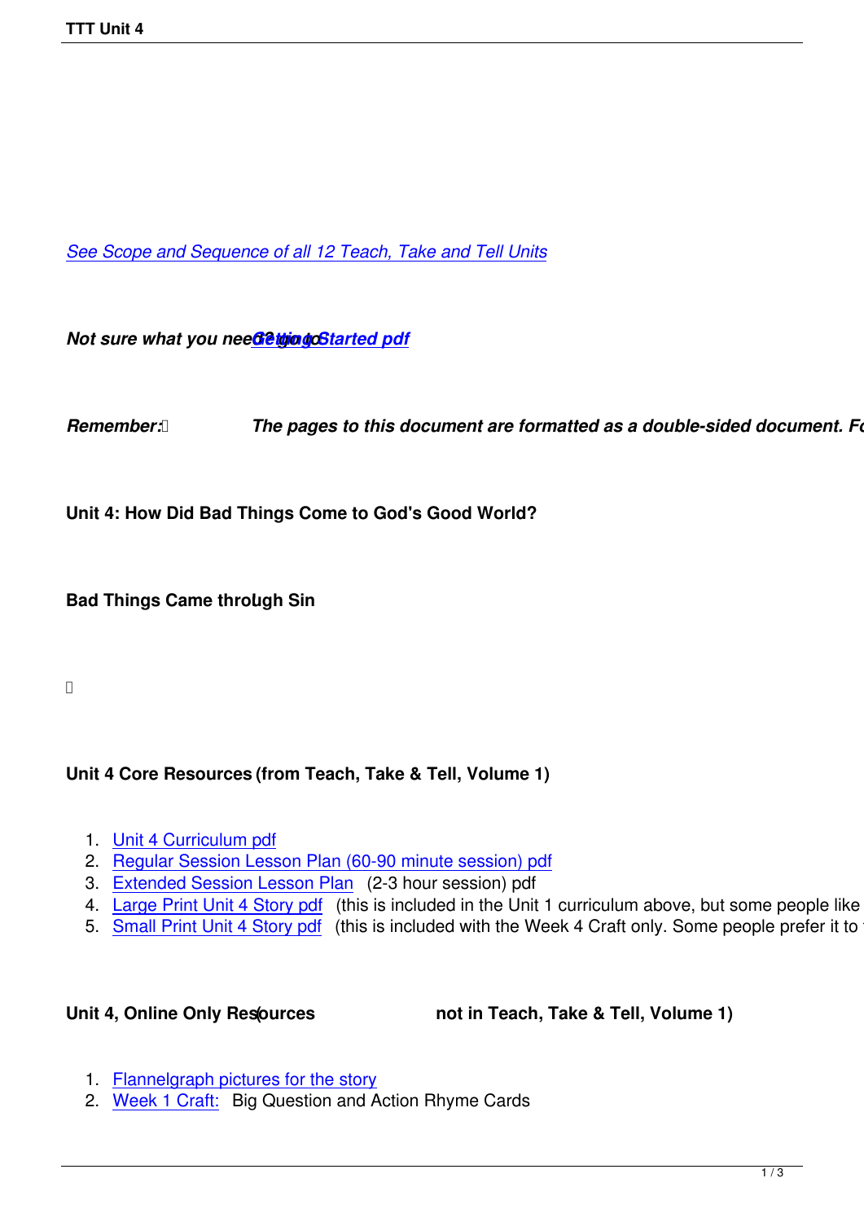*See Scope and Sequence of all 12 Teach, Take and Tell Units*

***Not sure what you need? go to Getting Started pdf***

***Remember: The pages to this document are formatted as a double-sided document. Fo***

**Unit 4: How Did Bad Things Come to God's Good World?**

**Bad Things Came through Sin**

**Unit 4 Core Resources (from Teach, Take & Tell, Volume 1)**

1. Unit 4 Curriculum pdf
2. Regular Session Lesson Plan (60-90 minute session) pdf
3. Extended Session Lesson Plan (2-3 hour session) pdf
4. Large Print Unit 4 Story pdf (this is included in the Unit 1 curriculum above, but some people like
5. Small Print Unit 4 Story pdf (this is included with the Week 4 Craft only. Some people prefer it to

**Unit 4, Online Only Resources (not in Teach, Take & Tell, Volume 1)**

1. Flannelgraph pictures for the story
2. Week 1 Craft: Big Question and Action Rhyme Cards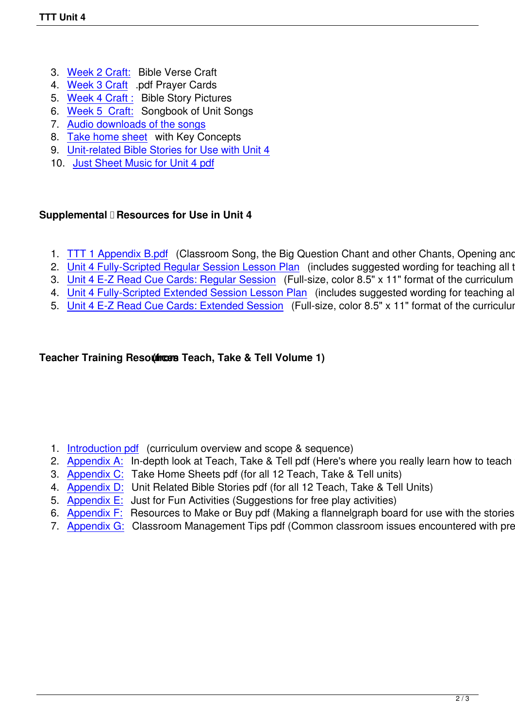3. Week 2 Craft: Bible Verse Craft
4. Week 3 Craft .pdf Prayer Cards
5. Week 4 Craft : Bible Story Pictures
6. Week 5 Craft: Songbook of Unit Songs
7. Audio downloads of the songs
8. Take home sheet with Key Concepts
9. Unit-related Bible Stories for Use with Unit 4
10. Just Sheet Music for Unit 4 pdf

### Supplemental Resources for Use in Unit 4

1. TTT 1 Appendix B.pdf (Classroom Song, the Big Question Chant and other Chants, Opening and
2. Unit 4 Fully-Scripted Regular Session Lesson Plan (includes suggested wording for teaching all t
3. Unit 4 E-Z Read Cue Cards: Regular Session (Full-size, color 8.5" x 11" format of the curriculum
4. Unit 4 Fully-Scripted Extended Session Lesson Plan (includes suggested wording for teaching al
5. Unit 4 E-Z Read Cue Cards: Extended Session (Full-size, color 8.5" x 11" format of the curriculum

### Teacher Training Resources (from Teach, Take & Tell Volume 1)

1. Introduction pdf (curriculum overview and scope & sequence)
2. Appendix A: In-depth look at Teach, Take & Tell pdf (Here's where you really learn how to teach
3. Appendix C: Take Home Sheets pdf (for all 12 Teach, Take & Tell units)
4. Appendix D: Unit Related Bible Stories pdf (for all 12 Teach, Take & Tell Units)
5. Appendix E: Just for Fun Activities (Suggestions for free play activities)
6. Appendix F: Resources to Make or Buy pdf (Making a flannelgraph board for use with the stories
7. Appendix G: Classroom Management Tips pdf (Common classroom issues encountered with pre